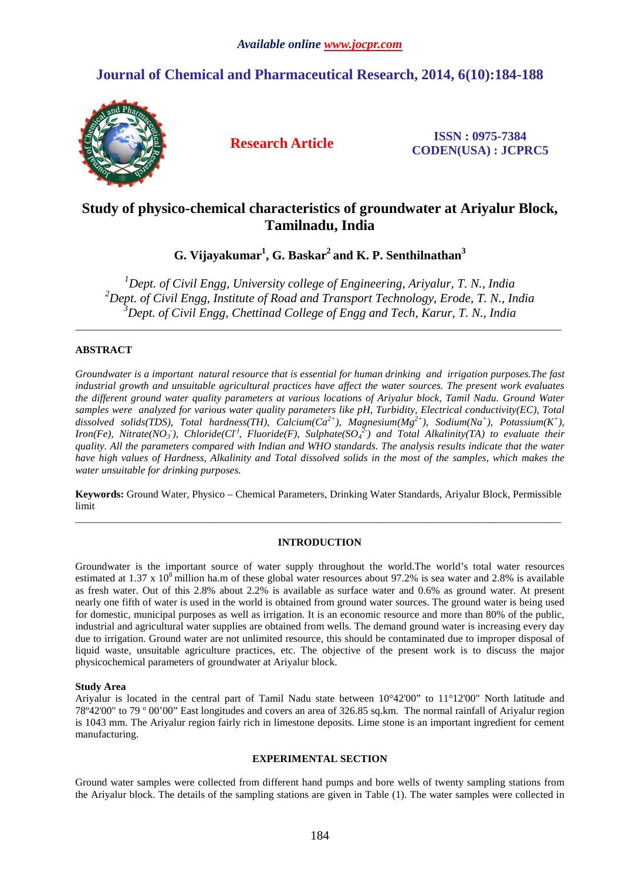*Available online www.jocpr.com*

## Journal of Chemical and Pharmaceutical Research, 2014, 6(10):184-188

**Research Article**

**ISSN : 0975-7384**
**CODEN(USA) : JCPRC5**

# Study of physico-chemical characteristics of groundwater at Ariyalur Block, Tamilnadu, India

**G. Vijayakumar[1], G. Baskar[2] and K. P. Senthilnathan[3]**

*[1]Dept. of Civil Engg, University college of Engineering, Ariyalur, T. N., India*
*[2]Dept. of Civil Engg, Institute of Road and Transport Technology, Erode, T. N., India*
*[3]Dept. of Civil Engg, Chettinad College of Engg and Tech, Karur, T. N., India*

---

## ABSTRACT

*Groundwater is a important natural resource that is essential for human drinking and irrigation purposes.The fast industrial growth and unsuitable agricultural practices have affect the water sources. The present work evaluates the different ground water quality parameters at various locations of Ariyalur block, Tamil Nadu. Ground Water samples were analyzed for various water quality parameters like pH, Turbidity, Electrical conductivity(EC), Total dissolved solids(TDS), Total hardness(TH), Calcium($Ca^{2+}$), Magnesium($Mg^{2+}$), Sodium($Na^{+}$), Potassium($K^{+}$), Iron(Fe), Nitrate($NO_3^{-}$), Chloride($Cl^{-}$), Fluoride(F), Sulphate($SO_4^{2-}$) and Total Alkalinity(TA) to evaluate their quality. All the parameters compared with Indian and WHO standards. The analysis results indicate that the water have high values of Hardness, Alkalinity and Total dissolved solids in the most of the samples, which makes the water unsuitable for drinking purposes.*

**Keywords:** Ground Water, Physico – Chemical Parameters, Drinking Water Standards, Ariyalur Block, Permissible limit

---

## INTRODUCTION

Groundwater is the important source of water supply throughout the world.The world's total water resources estimated at 1.37 x $10^{8}$ million ha.m of these global water resources about 97.2% is sea water and 2.8% is available as fresh water. Out of this 2.8% about 2.2% is available as surface water and 0.6% as ground water. At present nearly one fifth of water is used in the world is obtained from ground water sources. The ground water is being used for domestic, municipal purposes as well as irrigation. It is an economic resource and more than 80% of the public, industrial and agricultural water supplies are obtained from wells. The demand ground water is increasing every day due to irrigation. Ground water are not unlimited resource, this should be contaminated due to improper disposal of liquid waste, unsuitable agriculture practices, etc. The objective of the present work is to discuss the major physicochemical parameters of groundwater at Ariyalur block.

### Study Area

Ariyalur is located in the central part of Tamil Nadu state between 10°42'00" to 11°12'00" North latitude and 78º42'00" to 79 º 00'00" East longitudes and covers an area of 326.85 sq.km. The normal rainfall of Ariyalur region is 1043 mm. The Ariyalur region fairly rich in limestone deposits. Lime stone is an important ingredient for cement manufacturing.

## EXPERIMENTAL SECTION

Ground water samples were collected from different hand pumps and bore wells of twenty sampling stations from the Ariyalur block. The details of the sampling stations are given in Table (1). The water samples were collected in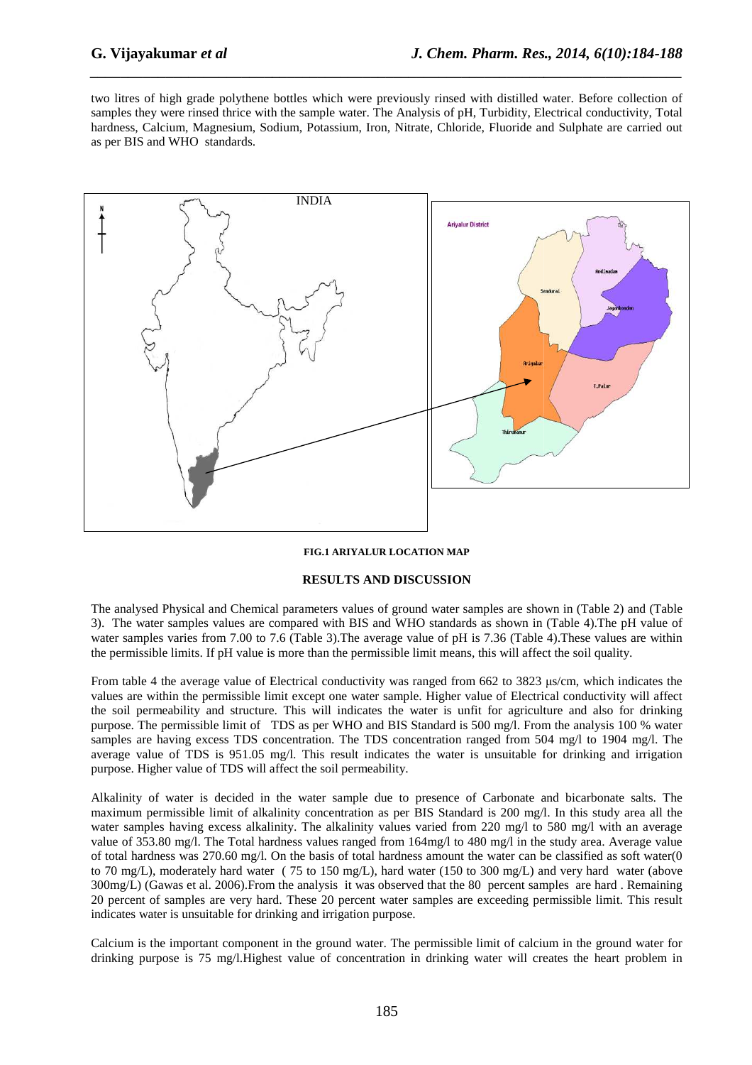two litres of high grade polythene bottles which were previously rinsed with distilled water. Before collection of samples they were rinsed thrice with the sample water. The Analysis of pH, Turbidity, Electrical conductivity, Total hardness, Calcium, Magnesium, Sodium, Potassium, Iron, Nitrate, Chloride, Fluoride and Sulphate are carried out as per BIS and WHO standards.

**FIG.1 ARIYALUR LOCATION MAP**

## RESULTS AND DISCUSSION

The analysed Physical and Chemical parameters values of ground water samples are shown in (Table 2) and (Table 3). The water samples values are compared with BIS and WHO standards as shown in (Table 4).The pH value of water samples varies from 7.00 to 7.6 (Table 3).The average value of pH is 7.36 (Table 4).These values are within the permissible limits. If pH value is more than the permissible limit means, this will affect the soil quality.

From table 4 the average value of Electrical conductivity was ranged from 662 to 3823 μs/cm, which indicates the values are within the permissible limit except one water sample. Higher value of Electrical conductivity will affect the soil permeability and structure. This will indicates the water is unfit for agriculture and also for drinking purpose. The permissible limit of TDS as per WHO and BIS Standard is 500 mg/l. From the analysis 100 % water samples are having excess TDS concentration. The TDS concentration ranged from 504 mg/l to 1904 mg/l. The average value of TDS is 951.05 mg/l. This result indicates the water is unsuitable for drinking and irrigation purpose. Higher value of TDS will affect the soil permeability.

Alkalinity of water is decided in the water sample due to presence of Carbonate and bicarbonate salts. The maximum permissible limit of alkalinity concentration as per BIS Standard is 200 mg/l. In this study area all the water samples having excess alkalinity. The alkalinity values varied from 220 mg/l to 580 mg/l with an average value of 353.80 mg/l. The Total hardness values ranged from 164mg/l to 480 mg/l in the study area. Average value of total hardness was 270.60 mg/l. On the basis of total hardness amount the water can be classified as soft water(0 to 70 mg/L), moderately hard water ( 75 to 150 mg/L), hard water (150 to 300 mg/L) and very hard water (above 300mg/L) (Gawas et al. 2006).From the analysis it was observed that the 80 percent samples are hard . Remaining 20 percent of samples are very hard. These 20 percent water samples are exceeding permissible limit. This result indicates water is unsuitable for drinking and irrigation purpose.

Calcium is the important component in the ground water. The permissible limit of calcium in the ground water for drinking purpose is 75 mg/l.Highest value of concentration in drinking water will creates the heart problem in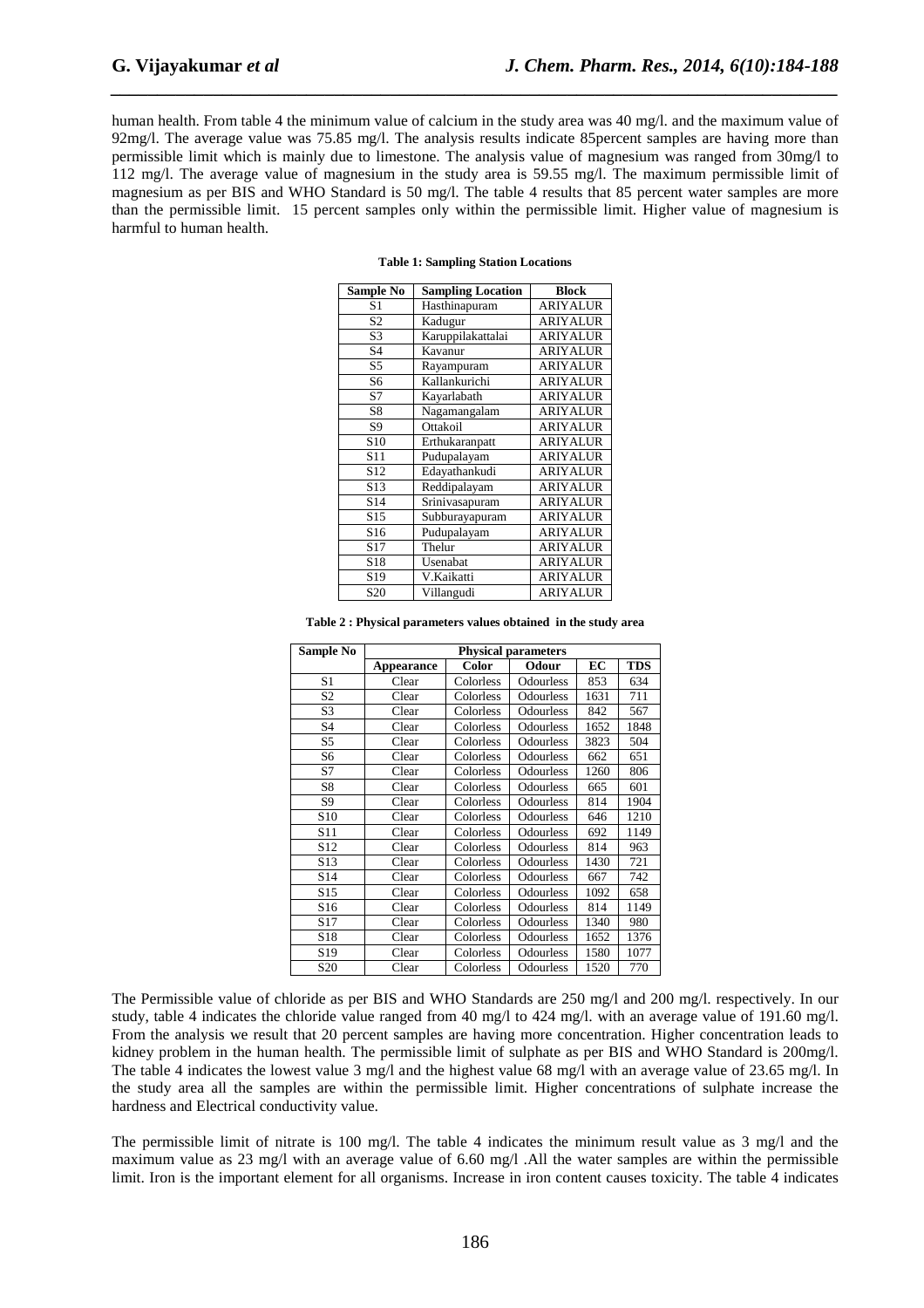human health. From table 4 the minimum value of calcium in the study area was 40 mg/l. and the maximum value of 92mg/l. The average value was 75.85 mg/l. The analysis results indicate 85percent samples are having more than permissible limit which is mainly due to limestone. The analysis value of magnesium was ranged from 30mg/l to 112 mg/l. The average value of magnesium in the study area is 59.55 mg/l. The maximum permissible limit of magnesium as per BIS and WHO Standard is 50 mg/l. The table 4 results that 85 percent water samples are more than the permissible limit. 15 percent samples only within the permissible limit. Higher value of magnesium is harmful to human health.

**Table 1: Sampling Station Locations**

| Sample No | Sampling Location | Block |
|---|---|---|
| S1 | Hasthinapuram | ARIYALUR |
| S2 | Kadugur | ARIYALUR |
| S3 | Karuppilakattalai | ARIYALUR |
| S4 | Kavanur | ARIYALUR |
| S5 | Rayampuram | ARIYALUR |
| S6 | Kallankurichi | ARIYALUR |
| S7 | Kayarlabath | ARIYALUR |
| S8 | Nagamangalam | ARIYALUR |
| S9 | Ottakoil | ARIYALUR |
| S10 | Erthukaranpatt | ARIYALUR |
| S11 | Pudupalayam | ARIYALUR |
| S12 | Edayathankudi | ARIYALUR |
| S13 | Reddipalayam | ARIYALUR |
| S14 | Srinivasapuram | ARIYALUR |
| S15 | Subburayapuram | ARIYALUR |
| S16 | Pudupalayam | ARIYALUR |
| S17 | Thelur | ARIYALUR |
| S18 | Usenabat | ARIYALUR |
| S19 | V.Kaikatti | ARIYALUR |
| S20 | Villangudi | ARIYALUR |

**Table 2 : Physical parameters values obtained in the study area**

| Sample No | Physical parameters | | | | |
|---|---|---|---|---|---|
| | Appearance | Color | Odour | EC | TDS |
| S1 | Clear | Colorless | Odourless | 853 | 634 |
| S2 | Clear | Colorless | Odourless | 1631 | 711 |
| S3 | Clear | Colorless | Odourless | 842 | 567 |
| S4 | Clear | Colorless | Odourless | 1652 | 1848 |
| S5 | Clear | Colorless | Odourless | 3823 | 504 |
| S6 | Clear | Colorless | Odourless | 662 | 651 |
| S7 | Clear | Colorless | Odourless | 1260 | 806 |
| S8 | Clear | Colorless | Odourless | 665 | 601 |
| S9 | Clear | Colorless | Odourless | 814 | 1904 |
| S10 | Clear | Colorless | Odourless | 646 | 1210 |
| S11 | Clear | Colorless | Odourless | 692 | 1149 |
| S12 | Clear | Colorless | Odourless | 814 | 963 |
| S13 | Clear | Colorless | Odourless | 1430 | 721 |
| S14 | Clear | Colorless | Odourless | 667 | 742 |
| S15 | Clear | Colorless | Odourless | 1092 | 658 |
| S16 | Clear | Colorless | Odourless | 814 | 1149 |
| S17 | Clear | Colorless | Odourless | 1340 | 980 |
| S18 | Clear | Colorless | Odourless | 1652 | 1376 |
| S19 | Clear | Colorless | Odourless | 1580 | 1077 |
| S20 | Clear | Colorless | Odourless | 1520 | 770 |

The Permissible value of chloride as per BIS and WHO Standards are 250 mg/l and 200 mg/l. respectively. In our study, table 4 indicates the chloride value ranged from 40 mg/l to 424 mg/l. with an average value of 191.60 mg/l. From the analysis we result that 20 percent samples are having more concentration. Higher concentration leads to kidney problem in the human health. The permissible limit of sulphate as per BIS and WHO Standard is 200mg/l. The table 4 indicates the lowest value 3 mg/l and the highest value 68 mg/l with an average value of 23.65 mg/l. In the study area all the samples are within the permissible limit. Higher concentrations of sulphate increase the hardness and Electrical conductivity value.

The permissible limit of nitrate is 100 mg/l. The table 4 indicates the minimum result value as 3 mg/l and the maximum value as 23 mg/l with an average value of 6.60 mg/l .All the water samples are within the permissible limit. Iron is the important element for all organisms. Increase in iron content causes toxicity. The table 4 indicates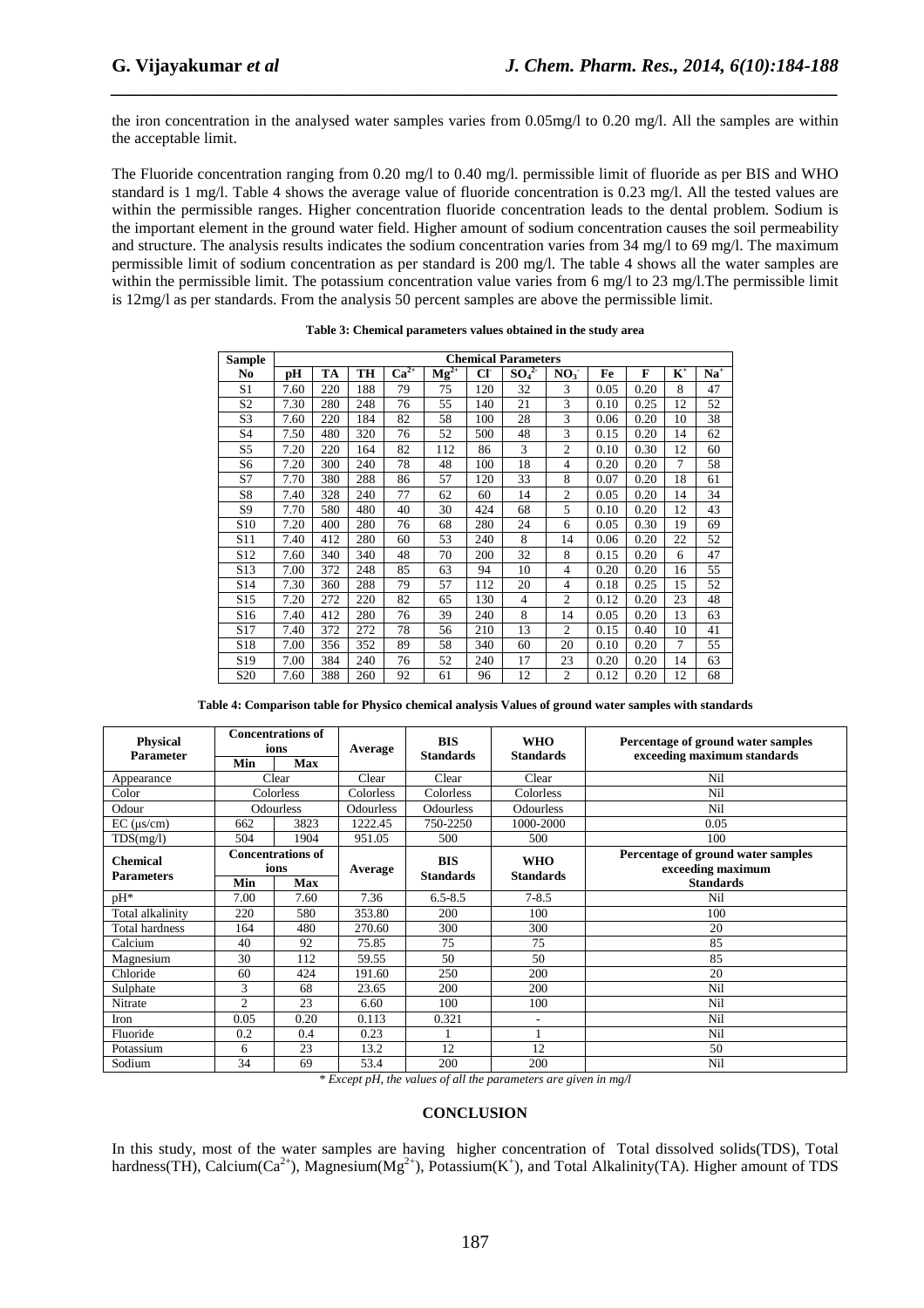the iron concentration in the analysed water samples varies from 0.05mg/l to 0.20 mg/l. All the samples are within the acceptable limit.

The Fluoride concentration ranging from 0.20 mg/l to 0.40 mg/l. permissible limit of fluoride as per BIS and WHO standard is 1 mg/l. Table 4 shows the average value of fluoride concentration is 0.23 mg/l. All the tested values are within the permissible ranges. Higher concentration fluoride concentration leads to the dental problem. Sodium is the important element in the ground water field. Higher amount of sodium concentration causes the soil permeability and structure. The analysis results indicates the sodium concentration varies from 34 mg/l to 69 mg/l. The maximum permissible limit of sodium concentration as per standard is 200 mg/l. The table 4 shows all the water samples are within the permissible limit. The potassium concentration value varies from 6 mg/l to 23 mg/l.The permissible limit is 12mg/l as per standards. From the analysis 50 percent samples are above the permissible limit.

**Table 3: Chemical parameters values obtained in the study area**

| Sample | Chemical Parameters | | | | | | | | | | | |
|---|---|---|---|---|---|---|---|---|---|---|---|---|
| No | pH | TA | TH | $Ca^{2+}$ | $Mg^{2+}$ | $Cl^-$ | $SO_4^{2-}$ | $NO_3^-$ | Fe | F | $K^+$ | $Na^+$ |
| S1 | 7.60 | 220 | 188 | 79 | 75 | 120 | 32 | 3 | 0.05 | 0.20 | 8 | 47 |
| S2 | 7.30 | 280 | 248 | 76 | 55 | 140 | 21 | 3 | 0.10 | 0.25 | 12 | 52 |
| S3 | 7.60 | 220 | 184 | 82 | 58 | 100 | 28 | 3 | 0.06 | 0.20 | 10 | 38 |
| S4 | 7.50 | 480 | 320 | 76 | 52 | 500 | 48 | 3 | 0.15 | 0.20 | 14 | 62 |
| S5 | 7.20 | 220 | 164 | 82 | 112 | 86 | 3 | 2 | 0.10 | 0.30 | 12 | 60 |
| S6 | 7.20 | 300 | 240 | 78 | 48 | 100 | 18 | 4 | 0.20 | 0.20 | 7 | 58 |
| S7 | 7.70 | 380 | 288 | 86 | 57 | 120 | 33 | 8 | 0.07 | 0.20 | 18 | 61 |
| S8 | 7.40 | 328 | 240 | 77 | 62 | 60 | 14 | 2 | 0.05 | 0.20 | 14 | 34 |
| S9 | 7.70 | 580 | 480 | 40 | 30 | 424 | 68 | 5 | 0.10 | 0.20 | 12 | 43 |
| S10 | 7.20 | 400 | 280 | 76 | 68 | 280 | 24 | 6 | 0.05 | 0.30 | 19 | 69 |
| S11 | 7.40 | 412 | 280 | 60 | 53 | 240 | 8 | 14 | 0.06 | 0.20 | 22 | 52 |
| S12 | 7.60 | 340 | 340 | 48 | 70 | 200 | 32 | 8 | 0.15 | 0.20 | 6 | 47 |
| S13 | 7.00 | 372 | 248 | 85 | 63 | 94 | 10 | 4 | 0.20 | 0.20 | 16 | 55 |
| S14 | 7.30 | 360 | 288 | 79 | 57 | 112 | 20 | 4 | 0.18 | 0.25 | 15 | 52 |
| S15 | 7.20 | 272 | 220 | 82 | 65 | 130 | 4 | 2 | 0.12 | 0.20 | 23 | 48 |
| S16 | 7.40 | 412 | 280 | 76 | 39 | 240 | 8 | 14 | 0.05 | 0.20 | 13 | 63 |
| S17 | 7.40 | 372 | 272 | 78 | 56 | 210 | 13 | 2 | 0.15 | 0.40 | 10 | 41 |
| S18 | 7.00 | 356 | 352 | 89 | 58 | 340 | 60 | 20 | 0.10 | 0.20 | 7 | 55 |
| S19 | 7.00 | 384 | 240 | 76 | 52 | 240 | 17 | 23 | 0.20 | 0.20 | 14 | 63 |
| S20 | 7.60 | 388 | 260 | 92 | 61 | 96 | 12 | 2 | 0.12 | 0.20 | 12 | 68 |

**Table 4: Comparison table for Physico chemical analysis Values of ground water samples with standards**

| Physical Parameter | Concentrations of ions | | Average | BIS Standards | WHO Standards | Percentage of ground water samples exceeding maximum standards |
|---|---|---|---|---|---|---|
| | Min | Max | | | | |
| Appearance | Clear | | Clear | Clear | Clear | Nil |
| Color | Colorless | | Colorless | Colorless | Colorless | Nil |
| Odour | Odourless | | Odourless | Odourless | Odourless | Nil |
| EC (μs/cm) | 662 | 3823 | 1222.45 | 750-2250 | 1000-2000 | 0.05 |
| TDS(mg/l) | 504 | 1904 | 951.05 | 500 | 500 | 100 |
| **Chemical Parameters** | **Concentrations of ions** | | **Average** | **BIS Standards** | **WHO Standards** | **Percentage of ground water samples exceeding maximum Standards** |
| | **Min** | **Max** | | | | |
| pH* | 7.00 | 7.60 | 7.36 | 6.5-8.5 | 7-8.5 | Nil |
| Total alkalinity | 220 | 580 | 353.80 | 200 | 100 | 100 |
| Total hardness | 164 | 480 | 270.60 | 300 | 300 | 20 |
| Calcium | 40 | 92 | 75.85 | 75 | 75 | 85 |
| Magnesium | 30 | 112 | 59.55 | 50 | 50 | 85 |
| Chloride | 60 | 424 | 191.60 | 250 | 200 | 20 |
| Sulphate | 3 | 68 | 23.65 | 200 | 200 | Nil |
| Nitrate | 2 | 23 | 6.60 | 100 | 100 | Nil |
| Iron | 0.05 | 0.20 | 0.113 | 0.321 | - | Nil |
| Fluoride | 0.2 | 0.4 | 0.23 | 1 | 1 | Nil |
| Potassium | 6 | 23 | 13.2 | 12 | 12 | 50 |
| Sodium | 34 | 69 | 53.4 | 200 | 200 | Nil |

*\* Except pH, the values of all the parameters are given in mg/l*

## CONCLUSION

In this study, most of the water samples are having higher concentration of Total dissolved solids(TDS), Total hardness(TH), Calcium($Ca^{2+}$), Magnesium($Mg^{2+}$), Potassium($K^+$), and Total Alkalinity(TA). Higher amount of TDS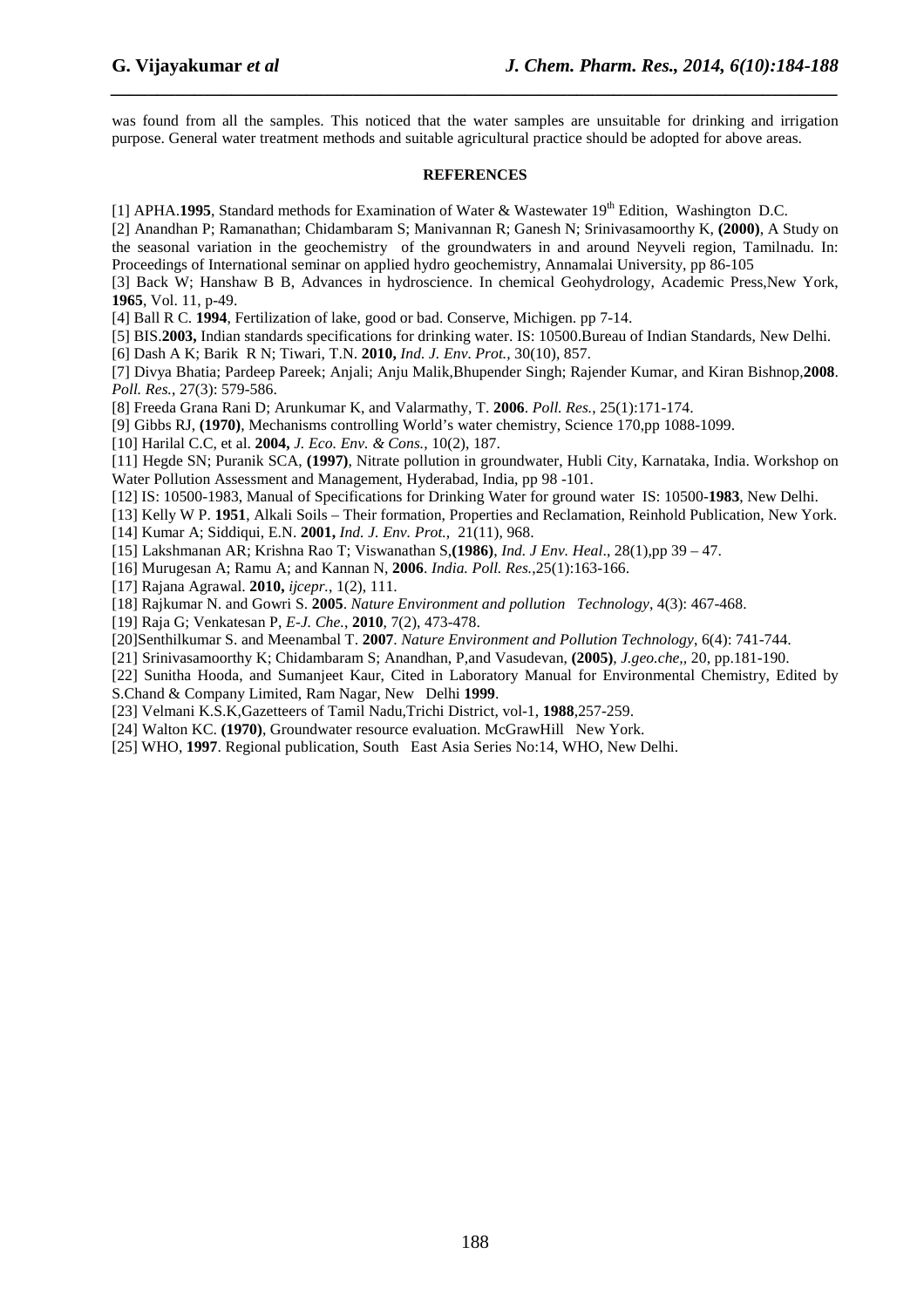was found from all the samples. This noticed that the water samples are unsuitable for drinking and irrigation purpose. General water treatment methods and suitable agricultural practice should be adopted for above areas.

## REFERENCES

[1] APHA.**1995**, Standard methods for Examination of Water & Wastewater 19th Edition, Washington D.C.

[2] Anandhan P; Ramanathan; Chidambaram S; Manivannan R; Ganesh N; Srinivasamoorthy K, **(2000)**, A Study on the seasonal variation in the geochemistry of the groundwaters in and around Neyveli region, Tamilnadu. In: Proceedings of International seminar on applied hydro geochemistry, Annamalai University, pp 86-105

[3] Back W; Hanshaw B B, Advances in hydroscience. In chemical Geohydrology, Academic Press,New York, **1965**, Vol. 11, p-49.

[4] Ball R C. **1994**, Fertilization of lake, good or bad. Conserve, Michigen. pp 7-14.

[5] BIS.**2003,** Indian standards specifications for drinking water. IS: 10500.Bureau of Indian Standards, New Delhi.

[6] Dash A K; Barik R N; Tiwari, T.N. **2010,** *Ind. J. Env. Prot.*, 30(10), 857.

[7] Divya Bhatia; Pardeep Pareek; Anjali; Anju Malik,Bhupender Singh; Rajender Kumar, and Kiran Bishnop,**2008**. *Poll. Res.*, 27(3): 579-586.

[8] Freeda Grana Rani D; Arunkumar K, and Valarmathy, T. **2006**. *Poll. Res.*, 25(1):171-174.

[9] Gibbs RJ, **(1970)**, Mechanisms controlling World's water chemistry, Science 170,pp 1088-1099.

[10] Harilal C.C, et al. **2004,** *J. Eco. Env. & Cons.*, 10(2), 187.

[11] Hegde SN; Puranik SCA, **(1997)**, Nitrate pollution in groundwater, Hubli City, Karnataka, India. Workshop on Water Pollution Assessment and Management, Hyderabad, India, pp 98 -101.

[12] IS: 10500-1983, Manual of Specifications for Drinking Water for ground water IS: 10500-**1983**, New Delhi.

[13] Kelly W P. **1951**, Alkali Soils – Their formation, Properties and Reclamation, Reinhold Publication, New York.

[14] Kumar A; Siddiqui, E.N. **2001,** *Ind. J. Env. Prot.*, 21(11), 968.

[15] Lakshmanan AR; Krishna Rao T; Viswanathan S,**(1986)**, *Ind. J Env. Heal*., 28(1),pp 39 – 47.

[16] Murugesan A; Ramu A; and Kannan N, **2006**. *India. Poll. Res.*,25(1):163-166.

[17] Rajana Agrawal. **2010,** *ijcepr.*, 1(2), 111.

[18] Rajkumar N. and Gowri S. **2005**. *Nature Environment and pollution Technology*, 4(3): 467-468.

[19] Raja G; Venkatesan P, *E-J. Che.*, **2010**, 7(2), 473-478.

[20]Senthilkumar S. and Meenambal T. **2007**. *Nature Environment and Pollution Technology*, 6(4): 741-744.

[21] Srinivasamoorthy K; Chidambaram S; Anandhan, P,and Vasudevan, **(2005)**, *J.geo.che,*, 20, pp.181-190.

[22] Sunitha Hooda, and Sumanjeet Kaur, Cited in Laboratory Manual for Environmental Chemistry, Edited by S.Chand & Company Limited, Ram Nagar, New Delhi **1999**.

[23] Velmani K.S.K,Gazetteers of Tamil Nadu,Trichi District, vol-1, **1988**,257-259.

[24] Walton KC. **(1970)**, Groundwater resource evaluation. McGrawHill New York.

[25] WHO, **1997**. Regional publication, South East Asia Series No:14, WHO, New Delhi.